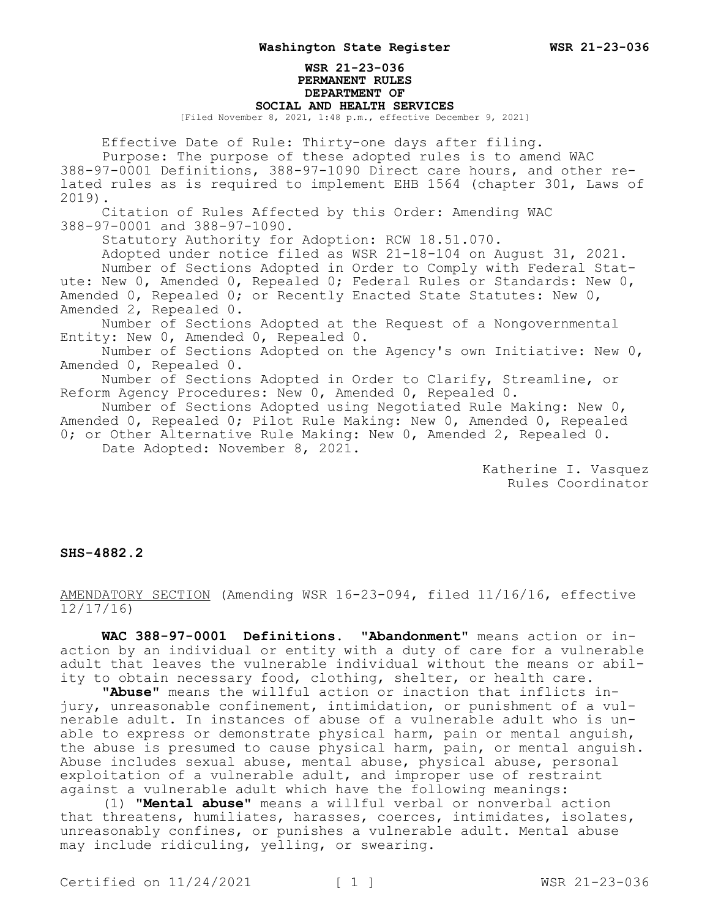# WSR 21-23-036
## PERMANENT RULES
## DEPARTMENT OF
## SOCIAL AND HEALTH SERVICES

[Filed November 8, 2021, 1:48 p.m., effective December 9, 2021]

Effective Date of Rule: Thirty-one days after filing.

Purpose: The purpose of these adopted rules is to amend WAC 388-97-0001 Definitions, 388-97-1090 Direct care hours, and other related rules as is required to implement EHB 1564 (chapter 301, Laws of 2019).

Citation of Rules Affected by this Order: Amending WAC 388-97-0001 and 388-97-1090.

Statutory Authority for Adoption: RCW 18.51.070.

Adopted under notice filed as WSR 21-18-104 on August 31, 2021.

Number of Sections Adopted in Order to Comply with Federal Statute: New 0, Amended 0, Repealed 0; Federal Rules or Standards: New 0, Amended 0, Repealed 0; or Recently Enacted State Statutes: New 0, Amended 2, Repealed 0.

Number of Sections Adopted at the Request of a Nongovernmental Entity: New 0, Amended 0, Repealed 0.

Number of Sections Adopted on the Agency's own Initiative: New 0, Amended 0, Repealed 0.

Number of Sections Adopted in Order to Clarify, Streamline, or Reform Agency Procedures: New 0, Amended 0, Repealed 0.

Number of Sections Adopted using Negotiated Rule Making: New 0, Amended 0, Repealed 0; Pilot Rule Making: New 0, Amended 0, Repealed 0; or Other Alternative Rule Making: New 0, Amended 2, Repealed 0.

Date Adopted: November 8, 2021.

Katherine I. Vasquez
Rules Coordinator

**SHS-4882.2**

AMENDATORY SECTION (Amending WSR 16-23-094, filed 11/16/16, effective 12/17/16)

**WAC 388-97-0001 Definitions.** **"Abandonment"** means action or inaction by an individual or entity with a duty of care for a vulnerable adult that leaves the vulnerable individual without the means or ability to obtain necessary food, clothing, shelter, or health care.

**"Abuse"** means the willful action or inaction that inflicts injury, unreasonable confinement, intimidation, or punishment of a vulnerable adult. In instances of abuse of a vulnerable adult who is unable to express or demonstrate physical harm, pain or mental anguish, the abuse is presumed to cause physical harm, pain, or mental anguish. Abuse includes sexual abuse, mental abuse, physical abuse, personal exploitation of a vulnerable adult, and improper use of restraint against a vulnerable adult which have the following meanings:

(1) **"Mental abuse"** means a willful verbal or nonverbal action that threatens, humiliates, harasses, coerces, intimidates, isolates, unreasonably confines, or punishes a vulnerable adult. Mental abuse may include ridiculing, yelling, or swearing.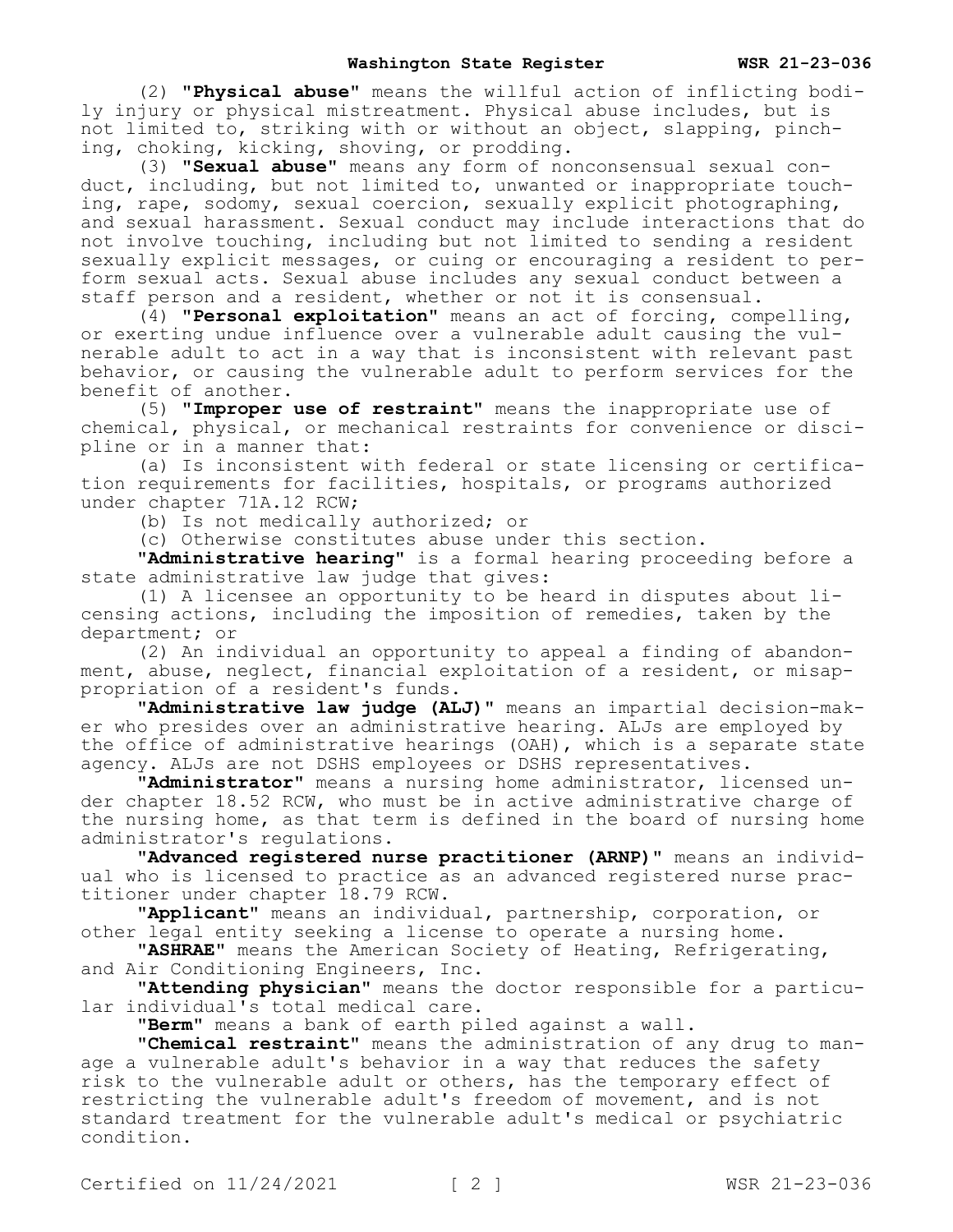(2) **"Physical abuse"** means the willful action of inflicting bodily injury or physical mistreatment. Physical abuse includes, but is not limited to, striking with or without an object, slapping, pinching, choking, kicking, shoving, or prodding.

(3) **"Sexual abuse"** means any form of nonconsensual sexual conduct, including, but not limited to, unwanted or inappropriate touching, rape, sodomy, sexual coercion, sexually explicit photographing, and sexual harassment. Sexual conduct may include interactions that do not involve touching, including but not limited to sending a resident sexually explicit messages, or cuing or encouraging a resident to perform sexual acts. Sexual abuse includes any sexual conduct between a staff person and a resident, whether or not it is consensual.

(4) **"Personal exploitation"** means an act of forcing, compelling, or exerting undue influence over a vulnerable adult causing the vulnerable adult to act in a way that is inconsistent with relevant past behavior, or causing the vulnerable adult to perform services for the benefit of another.

(5) **"Improper use of restraint"** means the inappropriate use of chemical, physical, or mechanical restraints for convenience or discipline or in a manner that:

(a) Is inconsistent with federal or state licensing or certification requirements for facilities, hospitals, or programs authorized under chapter 71A.12 RCW;

(b) Is not medically authorized; or

(c) Otherwise constitutes abuse under this section.

**"Administrative hearing"** is a formal hearing proceeding before a state administrative law judge that gives:

(1) A licensee an opportunity to be heard in disputes about licensing actions, including the imposition of remedies, taken by the department; or

(2) An individual an opportunity to appeal a finding of abandonment, abuse, neglect, financial exploitation of a resident, or misappropriation of a resident's funds.

**"Administrative law judge (ALJ)"** means an impartial decision-maker who presides over an administrative hearing. ALJs are employed by the office of administrative hearings (OAH), which is a separate state agency. ALJs are not DSHS employees or DSHS representatives.

**"Administrator"** means a nursing home administrator, licensed under chapter 18.52 RCW, who must be in active administrative charge of the nursing home, as that term is defined in the board of nursing home administrator's regulations.

**"Advanced registered nurse practitioner (ARNP)"** means an individual who is licensed to practice as an advanced registered nurse practitioner under chapter 18.79 RCW.

**"Applicant"** means an individual, partnership, corporation, or other legal entity seeking a license to operate a nursing home.

**"ASHRAE"** means the American Society of Heating, Refrigerating, and Air Conditioning Engineers, Inc.

**"Attending physician"** means the doctor responsible for a particular individual's total medical care.

**"Berm"** means a bank of earth piled against a wall.

**"Chemical restraint"** means the administration of any drug to manage a vulnerable adult's behavior in a way that reduces the safety risk to the vulnerable adult or others, has the temporary effect of restricting the vulnerable adult's freedom of movement, and is not standard treatment for the vulnerable adult's medical or psychiatric condition.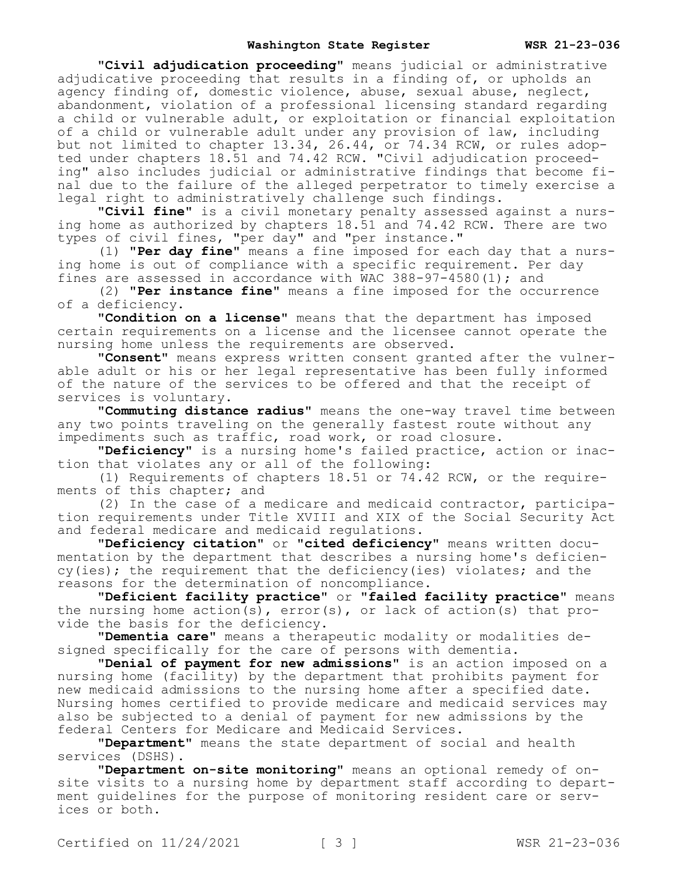"**Civil adjudication proceeding**" means judicial or administrative adjudicative proceeding that results in a finding of, or upholds an agency finding of, domestic violence, abuse, sexual abuse, neglect, abandonment, violation of a professional licensing standard regarding a child or vulnerable adult, or exploitation or financial exploitation of a child or vulnerable adult under any provision of law, including but not limited to chapter 13.34, 26.44, or 74.34 RCW, or rules adopted under chapters 18.51 and 74.42 RCW. "Civil adjudication proceeding" also includes judicial or administrative findings that become final due to the failure of the alleged perpetrator to timely exercise a legal right to administratively challenge such findings.

"**Civil fine**" is a civil monetary penalty assessed against a nursing home as authorized by chapters 18.51 and 74.42 RCW. There are two types of civil fines, "per day" and "per instance."

(1) "**Per day fine**" means a fine imposed for each day that a nursing home is out of compliance with a specific requirement. Per day fines are assessed in accordance with WAC 388-97-4580(1); and

(2) "**Per instance fine**" means a fine imposed for the occurrence of a deficiency.

"**Condition on a license**" means that the department has imposed certain requirements on a license and the licensee cannot operate the nursing home unless the requirements are observed.

"**Consent**" means express written consent granted after the vulnerable adult or his or her legal representative has been fully informed of the nature of the services to be offered and that the receipt of services is voluntary.

"**Commuting distance radius**" means the one-way travel time between any two points traveling on the generally fastest route without any impediments such as traffic, road work, or road closure.

"**Deficiency**" is a nursing home's failed practice, action or inaction that violates any or all of the following:

(1) Requirements of chapters 18.51 or 74.42 RCW, or the requirements of this chapter; and

(2) In the case of a medicare and medicaid contractor, participation requirements under Title XVIII and XIX of the Social Security Act and federal medicare and medicaid regulations.

"**Deficiency citation**" or "**cited deficiency**" means written documentation by the department that describes a nursing home's deficiency(ies); the requirement that the deficiency(ies) violates; and the reasons for the determination of noncompliance.

"**Deficient facility practice**" or "**failed facility practice**" means the nursing home action(s), error(s), or lack of action(s) that provide the basis for the deficiency.

"**Dementia care**" means a therapeutic modality or modalities designed specifically for the care of persons with dementia.

"**Denial of payment for new admissions**" is an action imposed on a nursing home (facility) by the department that prohibits payment for new medicaid admissions to the nursing home after a specified date. Nursing homes certified to provide medicare and medicaid services may also be subjected to a denial of payment for new admissions by the federal Centers for Medicare and Medicaid Services.

"**Department**" means the state department of social and health services (DSHS).

"**Department on-site monitoring**" means an optional remedy of on-site visits to a nursing home by department staff according to department guidelines for the purpose of monitoring resident care or services or both.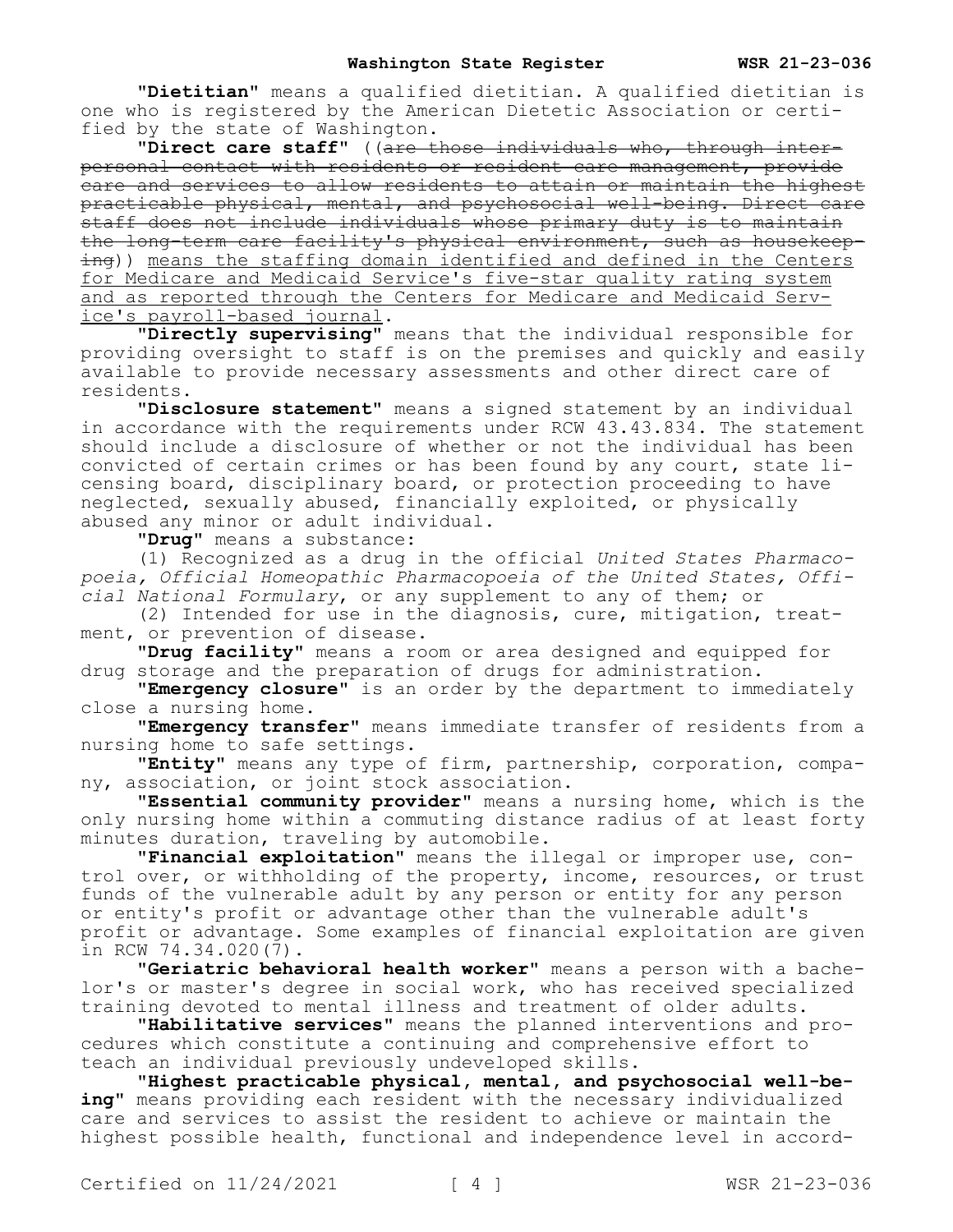"**Dietitian**" means a qualified dietitian. A qualified dietitian is one who is registered by the American Dietetic Association or certified by the state of Washington.

"**Direct care staff**" ((~~are those individuals who, through interpersonal contact with residents or resident care management, provide care and services to allow residents to attain or maintain the highest practicable physical, mental, and psychosocial well-being. Direct care staff does not include individuals whose primary duty is to maintain the long-term care facility's physical environment, such as housekeeping~~)) <u>means the staffing domain identified and defined in the Centers for Medicare and Medicaid Service's five-star quality rating system and as reported through the Centers for Medicare and Medicaid Service's payroll-based journal</u>.

"**Directly supervising**" means that the individual responsible for providing oversight to staff is on the premises and quickly and easily available to provide necessary assessments and other direct care of residents.

"**Disclosure statement**" means a signed statement by an individual in accordance with the requirements under RCW 43.43.834. The statement should include a disclosure of whether or not the individual has been convicted of certain crimes or has been found by any court, state licensing board, disciplinary board, or protection proceeding to have neglected, sexually abused, financially exploited, or physically abused any minor or adult individual.

"**Drug**" means a substance:

(1) Recognized as a drug in the official *United States Pharmacopoeia, Official Homeopathic Pharmacopoeia of the United States, Official National Formulary*, or any supplement to any of them; or

(2) Intended for use in the diagnosis, cure, mitigation, treatment, or prevention of disease.

"**Drug facility**" means a room or area designed and equipped for drug storage and the preparation of drugs for administration.

"**Emergency closure**" is an order by the department to immediately close a nursing home.

"**Emergency transfer**" means immediate transfer of residents from a nursing home to safe settings.

"**Entity**" means any type of firm, partnership, corporation, company, association, or joint stock association.

"**Essential community provider**" means a nursing home, which is the only nursing home within a commuting distance radius of at least forty minutes duration, traveling by automobile.

"**Financial exploitation**" means the illegal or improper use, control over, or withholding of the property, income, resources, or trust funds of the vulnerable adult by any person or entity for any person or entity's profit or advantage other than the vulnerable adult's profit or advantage. Some examples of financial exploitation are given in RCW 74.34.020(7).

"**Geriatric behavioral health worker**" means a person with a bachelor's or master's degree in social work, who has received specialized training devoted to mental illness and treatment of older adults.

"**Habilitative services**" means the planned interventions and procedures which constitute a continuing and comprehensive effort to teach an individual previously undeveloped skills.

"**Highest practicable physical, mental, and psychosocial well-being**" means providing each resident with the necessary individualized care and services to assist the resident to achieve or maintain the highest possible health, functional and independence level in accord-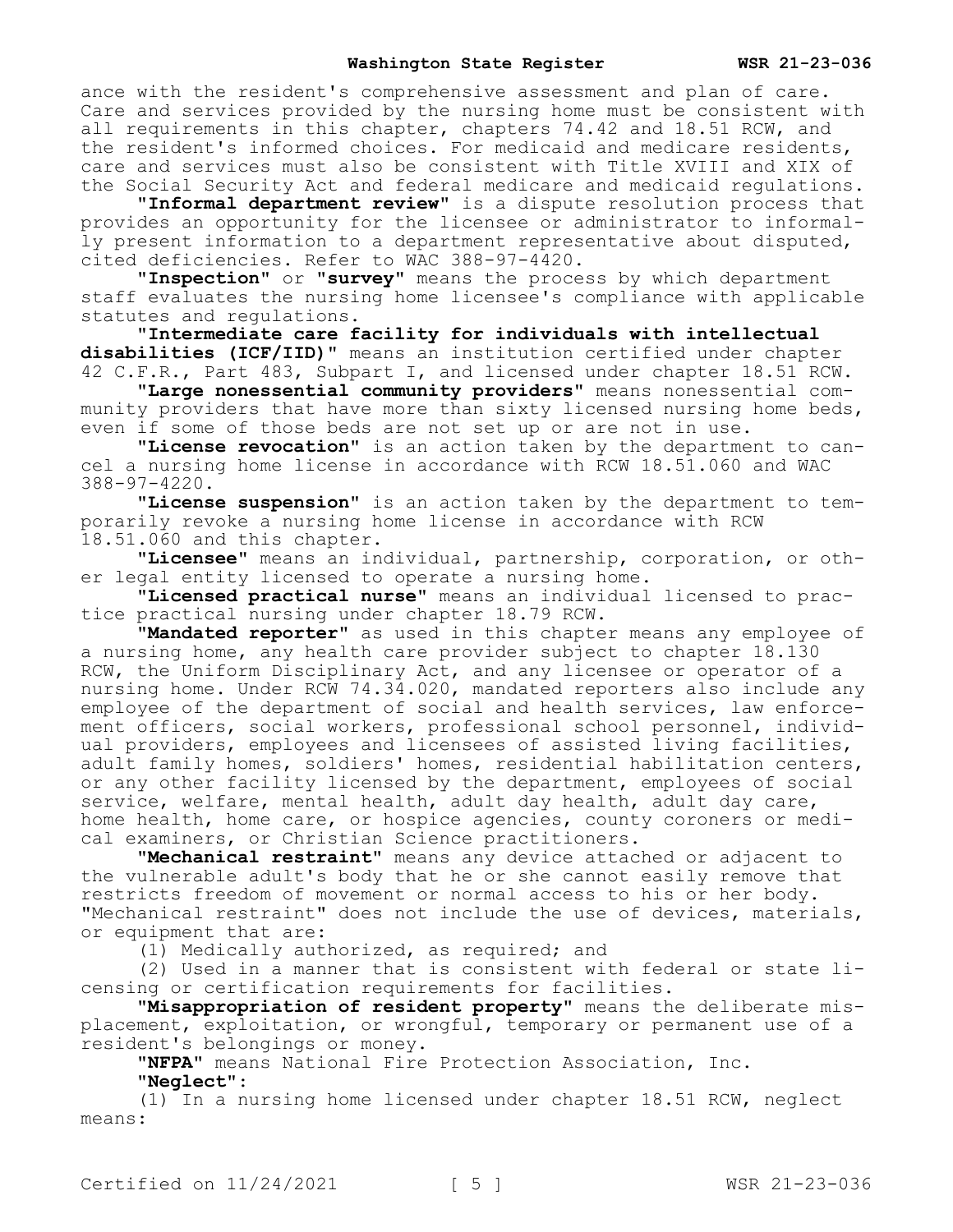ance with the resident's comprehensive assessment and plan of care. Care and services provided by the nursing home must be consistent with all requirements in this chapter, chapters 74.42 and 18.51 RCW, and the resident's informed choices. For medicaid and medicare residents, care and services must also be consistent with Title XVIII and XIX of the Social Security Act and federal medicare and medicaid regulations.

"**Informal department review**" is a dispute resolution process that provides an opportunity for the licensee or administrator to informally present information to a department representative about disputed, cited deficiencies. Refer to WAC 388-97-4420.

"**Inspection**" or "**survey**" means the process by which department staff evaluates the nursing home licensee's compliance with applicable statutes and regulations.

"**Intermediate care facility for individuals with intellectual disabilities (ICF/IID)**" means an institution certified under chapter 42 C.F.R., Part 483, Subpart I, and licensed under chapter 18.51 RCW.

"**Large nonessential community providers**" means nonessential community providers that have more than sixty licensed nursing home beds, even if some of those beds are not set up or are not in use.

"**License revocation**" is an action taken by the department to cancel a nursing home license in accordance with RCW 18.51.060 and WAC 388-97-4220.

"**License suspension**" is an action taken by the department to temporarily revoke a nursing home license in accordance with RCW 18.51.060 and this chapter.

"**Licensee**" means an individual, partnership, corporation, or other legal entity licensed to operate a nursing home.

"**Licensed practical nurse**" means an individual licensed to practice practical nursing under chapter 18.79 RCW.

"**Mandated reporter**" as used in this chapter means any employee of a nursing home, any health care provider subject to chapter 18.130 RCW, the Uniform Disciplinary Act, and any licensee or operator of a nursing home. Under RCW 74.34.020, mandated reporters also include any employee of the department of social and health services, law enforcement officers, social workers, professional school personnel, individual providers, employees and licensees of assisted living facilities, adult family homes, soldiers' homes, residential habilitation centers, or any other facility licensed by the department, employees of social service, welfare, mental health, adult day health, adult day care, home health, home care, or hospice agencies, county coroners or medical examiners, or Christian Science practitioners.

"**Mechanical restraint**" means any device attached or adjacent to the vulnerable adult's body that he or she cannot easily remove that restricts freedom of movement or normal access to his or her body. "Mechanical restraint" does not include the use of devices, materials, or equipment that are:

(1) Medically authorized, as required; and

(2) Used in a manner that is consistent with federal or state licensing or certification requirements for facilities.

"**Misappropriation of resident property**" means the deliberate misplacement, exploitation, or wrongful, temporary or permanent use of a resident's belongings or money.

"**NFPA**" means National Fire Protection Association, Inc.

"**Neglect**":

(1) In a nursing home licensed under chapter 18.51 RCW, neglect means: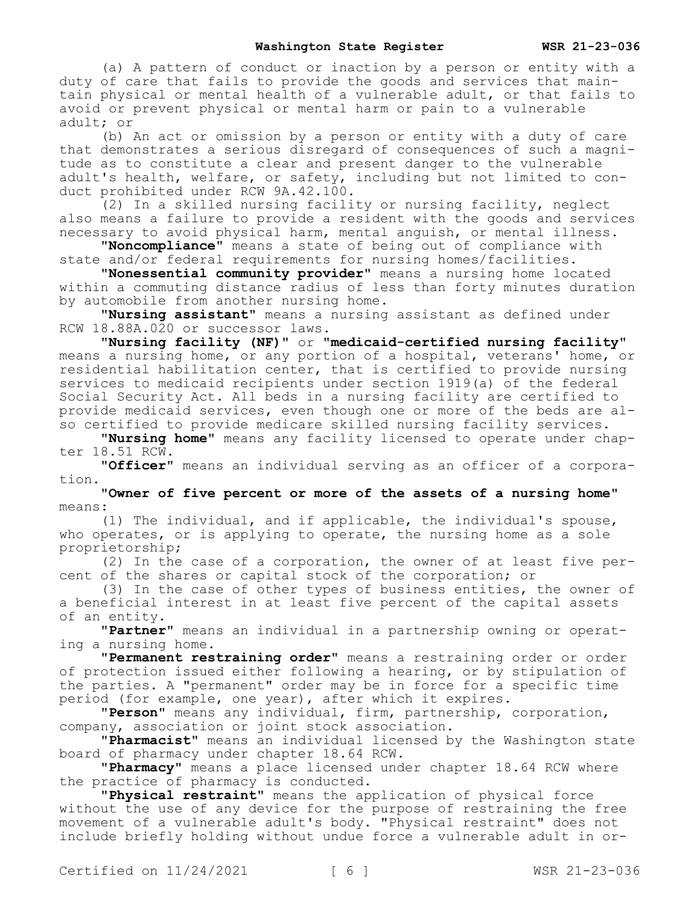(a) A pattern of conduct or inaction by a person or entity with a duty of care that fails to provide the goods and services that maintain physical or mental health of a vulnerable adult, or that fails to avoid or prevent physical or mental harm or pain to a vulnerable adult; or

(b) An act or omission by a person or entity with a duty of care that demonstrates a serious disregard of consequences of such a magnitude as to constitute a clear and present danger to the vulnerable adult's health, welfare, or safety, including but not limited to conduct prohibited under RCW 9A.42.100.

(2) In a skilled nursing facility or nursing facility, neglect also means a failure to provide a resident with the goods and services necessary to avoid physical harm, mental anguish, or mental illness.

"**Noncompliance**" means a state of being out of compliance with state and/or federal requirements for nursing homes/facilities.

"**Nonessential community provider**" means a nursing home located within a commuting distance radius of less than forty minutes duration by automobile from another nursing home.

"**Nursing assistant**" means a nursing assistant as defined under RCW 18.88A.020 or successor laws.

"**Nursing facility (NF)**" or "**medicaid-certified nursing facility**" means a nursing home, or any portion of a hospital, veterans' home, or residential habilitation center, that is certified to provide nursing services to medicaid recipients under section 1919(a) of the federal Social Security Act. All beds in a nursing facility are certified to provide medicaid services, even though one or more of the beds are also certified to provide medicare skilled nursing facility services.

"**Nursing home**" means any facility licensed to operate under chapter 18.51 RCW.

"**Officer**" means an individual serving as an officer of a corporation.

"**Owner of five percent or more of the assets of a nursing home**" means:

(1) The individual, and if applicable, the individual's spouse, who operates, or is applying to operate, the nursing home as a sole proprietorship;

(2) In the case of a corporation, the owner of at least five percent of the shares or capital stock of the corporation; or

(3) In the case of other types of business entities, the owner of a beneficial interest in at least five percent of the capital assets of an entity.

"**Partner**" means an individual in a partnership owning or operating a nursing home.

"**Permanent restraining order**" means a restraining order or order of protection issued either following a hearing, or by stipulation of the parties. A "permanent" order may be in force for a specific time period (for example, one year), after which it expires.

"**Person**" means any individual, firm, partnership, corporation, company, association or joint stock association.

"**Pharmacist**" means an individual licensed by the Washington state board of pharmacy under chapter 18.64 RCW.

"**Pharmacy**" means a place licensed under chapter 18.64 RCW where the practice of pharmacy is conducted.

"**Physical restraint**" means the application of physical force without the use of any device for the purpose of restraining the free movement of a vulnerable adult's body. "Physical restraint" does not include briefly holding without undue force a vulnerable adult in or-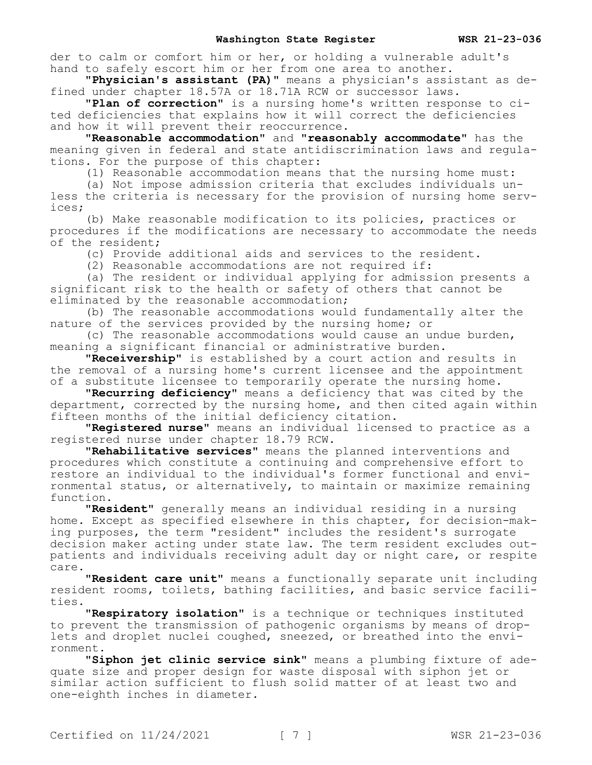der to calm or comfort him or her, or holding a vulnerable adult's hand to safely escort him or her from one area to another.

"**Physician's assistant (PA)**" means a physician's assistant as defined under chapter 18.57A or 18.71A RCW or successor laws.

"**Plan of correction**" is a nursing home's written response to cited deficiencies that explains how it will correct the deficiencies and how it will prevent their reoccurrence.

"**Reasonable accommodation**" and "**reasonably accommodate**" has the meaning given in federal and state antidiscrimination laws and regulations. For the purpose of this chapter:

(1) Reasonable accommodation means that the nursing home must:

(a) Not impose admission criteria that excludes individuals unless the criteria is necessary for the provision of nursing home services;

(b) Make reasonable modification to its policies, practices or procedures if the modifications are necessary to accommodate the needs of the resident;

(c) Provide additional aids and services to the resident.

(2) Reasonable accommodations are not required if:

(a) The resident or individual applying for admission presents a significant risk to the health or safety of others that cannot be eliminated by the reasonable accommodation;

(b) The reasonable accommodations would fundamentally alter the nature of the services provided by the nursing home; or

(c) The reasonable accommodations would cause an undue burden, meaning a significant financial or administrative burden.

"**Receivership**" is established by a court action and results in the removal of a nursing home's current licensee and the appointment of a substitute licensee to temporarily operate the nursing home.

"**Recurring deficiency**" means a deficiency that was cited by the department, corrected by the nursing home, and then cited again within fifteen months of the initial deficiency citation.

"**Registered nurse**" means an individual licensed to practice as a registered nurse under chapter 18.79 RCW.

"**Rehabilitative services**" means the planned interventions and procedures which constitute a continuing and comprehensive effort to restore an individual to the individual's former functional and environmental status, or alternatively, to maintain or maximize remaining function.

"**Resident**" generally means an individual residing in a nursing home. Except as specified elsewhere in this chapter, for decision-making purposes, the term "resident" includes the resident's surrogate decision maker acting under state law. The term resident excludes outpatients and individuals receiving adult day or night care, or respite care.

"**Resident care unit**" means a functionally separate unit including resident rooms, toilets, bathing facilities, and basic service facilities.

"**Respiratory isolation**" is a technique or techniques instituted to prevent the transmission of pathogenic organisms by means of droplets and droplet nuclei coughed, sneezed, or breathed into the environment.

"**Siphon jet clinic service sink**" means a plumbing fixture of adequate size and proper design for waste disposal with siphon jet or similar action sufficient to flush solid matter of at least two and one-eighth inches in diameter.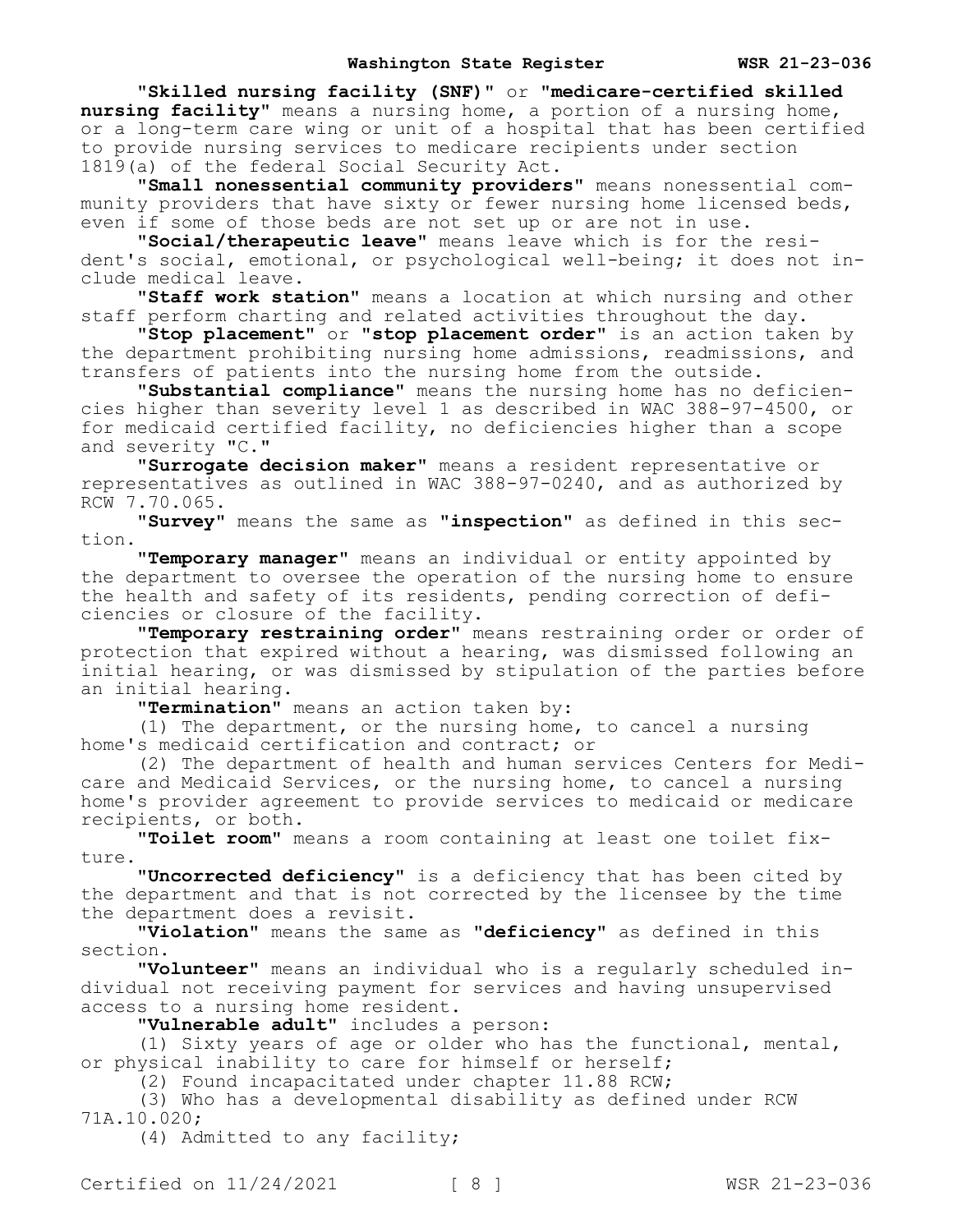"**Skilled nursing facility (SNF)**" or "**medicare-certified skilled nursing facility**" means a nursing home, a portion of a nursing home, or a long-term care wing or unit of a hospital that has been certified to provide nursing services to medicare recipients under section 1819(a) of the federal Social Security Act.

"**Small nonessential community providers**" means nonessential community providers that have sixty or fewer nursing home licensed beds, even if some of those beds are not set up or are not in use.

"**Social/therapeutic leave**" means leave which is for the resident's social, emotional, or psychological well-being; it does not include medical leave.

"**Staff work station**" means a location at which nursing and other staff perform charting and related activities throughout the day.

"**Stop placement**" or "**stop placement order**" is an action taken by the department prohibiting nursing home admissions, readmissions, and transfers of patients into the nursing home from the outside.

"**Substantial compliance**" means the nursing home has no deficiencies higher than severity level 1 as described in WAC 388-97-4500, or for medicaid certified facility, no deficiencies higher than a scope and severity "C."

"**Surrogate decision maker**" means a resident representative or representatives as outlined in WAC 388-97-0240, and as authorized by RCW 7.70.065.

"**Survey**" means the same as "**inspection**" as defined in this section.

"**Temporary manager**" means an individual or entity appointed by the department to oversee the operation of the nursing home to ensure the health and safety of its residents, pending correction of deficiencies or closure of the facility.

"**Temporary restraining order**" means restraining order or order of protection that expired without a hearing, was dismissed following an initial hearing, or was dismissed by stipulation of the parties before an initial hearing.

"**Termination**" means an action taken by:

(1) The department, or the nursing home, to cancel a nursing home's medicaid certification and contract; or

(2) The department of health and human services Centers for Medicare and Medicaid Services, or the nursing home, to cancel a nursing home's provider agreement to provide services to medicaid or medicare recipients, or both.

"**Toilet room**" means a room containing at least one toilet fixture.

"**Uncorrected deficiency**" is a deficiency that has been cited by the department and that is not corrected by the licensee by the time the department does a revisit.

"**Violation**" means the same as "**deficiency**" as defined in this section.

"**Volunteer**" means an individual who is a regularly scheduled individual not receiving payment for services and having unsupervised access to a nursing home resident.

"**Vulnerable adult**" includes a person:

(1) Sixty years of age or older who has the functional, mental, or physical inability to care for himself or herself;

(2) Found incapacitated under chapter 11.88 RCW;

(3) Who has a developmental disability as defined under RCW 71A.10.020;

(4) Admitted to any facility;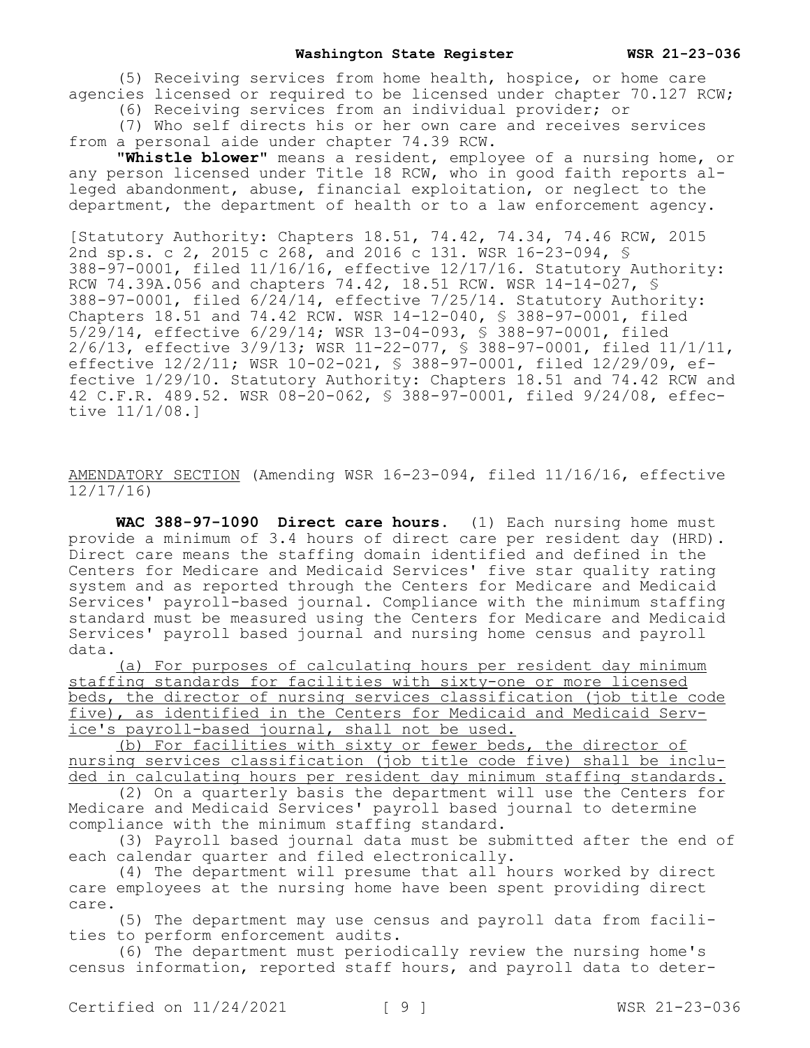(5) Receiving services from home health, hospice, or home care agencies licensed or required to be licensed under chapter 70.127 RCW;

(6) Receiving services from an individual provider; or

(7) Who self directs his or her own care and receives services from a personal aide under chapter 74.39 RCW.

**"Whistle blower"** means a resident, employee of a nursing home, or any person licensed under Title 18 RCW, who in good faith reports alleged abandonment, abuse, financial exploitation, or neglect to the department, the department of health or to a law enforcement agency.

[Statutory Authority: Chapters 18.51, 74.42, 74.34, 74.46 RCW, 2015 2nd sp.s. c 2, 2015 c 268, and 2016 c 131. WSR 16-23-094, § 388-97-0001, filed 11/16/16, effective 12/17/16. Statutory Authority: RCW 74.39A.056 and chapters 74.42, 18.51 RCW. WSR 14-14-027, § 388-97-0001, filed 6/24/14, effective 7/25/14. Statutory Authority: Chapters 18.51 and 74.42 RCW. WSR 14-12-040, § 388-97-0001, filed 5/29/14, effective 6/29/14; WSR 13-04-093, § 388-97-0001, filed 2/6/13, effective 3/9/13; WSR 11-22-077, § 388-97-0001, filed 11/1/11, effective 12/2/11; WSR 10-02-021, § 388-97-0001, filed 12/29/09, effective 1/29/10. Statutory Authority: Chapters 18.51 and 74.42 RCW and 42 C.F.R. 489.52. WSR 08-20-062, § 388-97-0001, filed 9/24/08, effective 11/1/08.]

<u>AMENDATORY SECTION</u> (Amending WSR 16-23-094, filed 11/16/16, effective 12/17/16)

**WAC 388-97-1090 Direct care hours.** (1) Each nursing home must provide a minimum of 3.4 hours of direct care per resident day (HRD). Direct care means the staffing domain identified and defined in the Centers for Medicare and Medicaid Services' five star quality rating system and as reported through the Centers for Medicare and Medicaid Services' payroll-based journal. Compliance with the minimum staffing standard must be measured using the Centers for Medicare and Medicaid Services' payroll based journal and nursing home census and payroll data.

<u>(a) For purposes of calculating hours per resident day minimum staffing standards for facilities with sixty-one or more licensed beds, the director of nursing services classification (job title code five), as identified in the Centers for Medicaid and Medicaid Service's payroll-based journal, shall not be used.</u>

<u>(b) For facilities with sixty or fewer beds, the director of nursing services classification (job title code five) shall be included in calculating hours per resident day minimum staffing standards.</u>

(2) On a quarterly basis the department will use the Centers for Medicare and Medicaid Services' payroll based journal to determine compliance with the minimum staffing standard.

(3) Payroll based journal data must be submitted after the end of each calendar quarter and filed electronically.

(4) The department will presume that all hours worked by direct care employees at the nursing home have been spent providing direct care.

(5) The department may use census and payroll data from facilities to perform enforcement audits.

(6) The department must periodically review the nursing home's census information, reported staff hours, and payroll data to deter-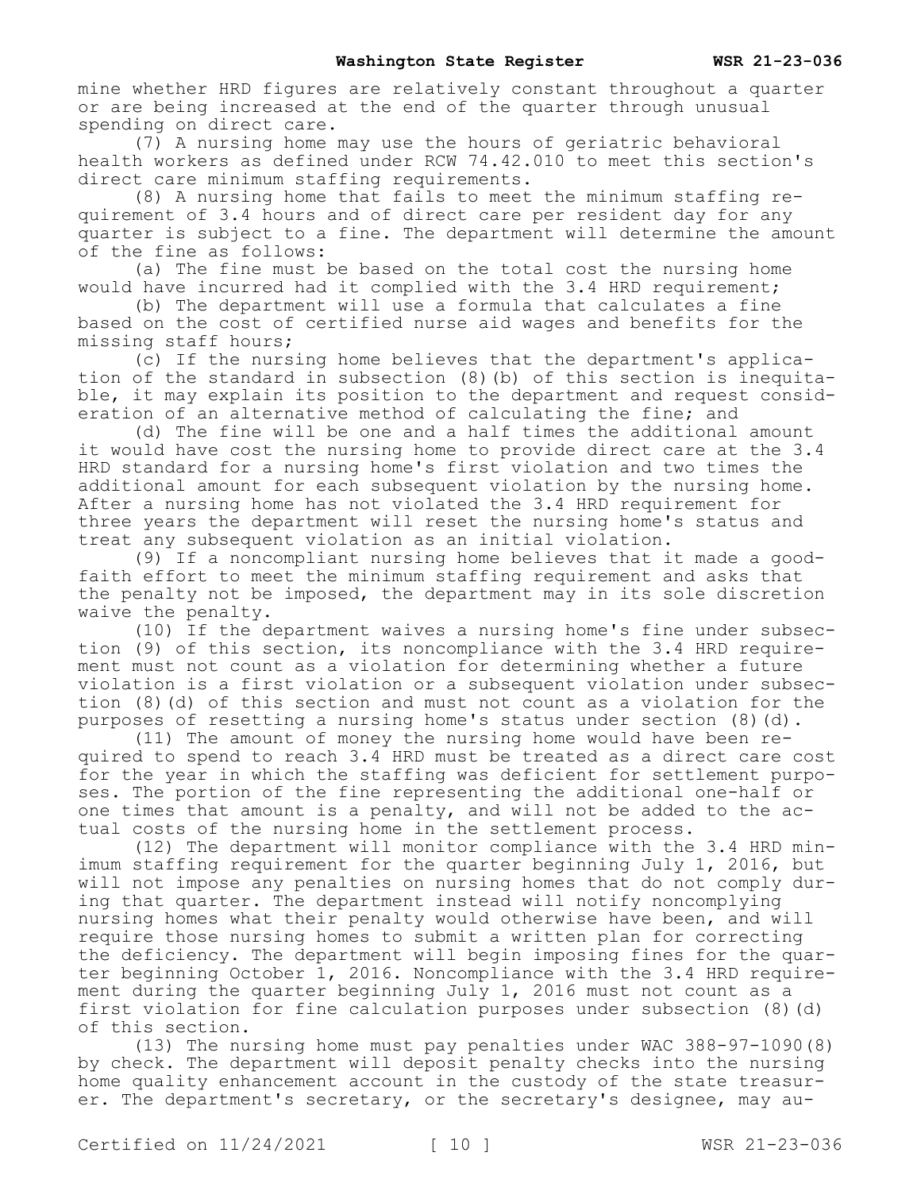mine whether HRD figures are relatively constant throughout a quarter or are being increased at the end of the quarter through unusual spending on direct care.

(7) A nursing home may use the hours of geriatric behavioral health workers as defined under RCW 74.42.010 to meet this section's direct care minimum staffing requirements.

(8) A nursing home that fails to meet the minimum staffing requirement of 3.4 hours and of direct care per resident day for any quarter is subject to a fine. The department will determine the amount of the fine as follows:

(a) The fine must be based on the total cost the nursing home would have incurred had it complied with the 3.4 HRD requirement;

(b) The department will use a formula that calculates a fine based on the cost of certified nurse aid wages and benefits for the missing staff hours;

(c) If the nursing home believes that the department's application of the standard in subsection (8)(b) of this section is inequitable, it may explain its position to the department and request consideration of an alternative method of calculating the fine; and

(d) The fine will be one and a half times the additional amount it would have cost the nursing home to provide direct care at the 3.4 HRD standard for a nursing home's first violation and two times the additional amount for each subsequent violation by the nursing home. After a nursing home has not violated the 3.4 HRD requirement for three years the department will reset the nursing home's status and treat any subsequent violation as an initial violation.

(9) If a noncompliant nursing home believes that it made a good-faith effort to meet the minimum staffing requirement and asks that the penalty not be imposed, the department may in its sole discretion waive the penalty.

(10) If the department waives a nursing home's fine under subsection (9) of this section, its noncompliance with the 3.4 HRD requirement must not count as a violation for determining whether a future violation is a first violation or a subsequent violation under subsection (8)(d) of this section and must not count as a violation for the purposes of resetting a nursing home's status under section (8)(d).

(11) The amount of money the nursing home would have been required to spend to reach 3.4 HRD must be treated as a direct care cost for the year in which the staffing was deficient for settlement purposes. The portion of the fine representing the additional one-half or one times that amount is a penalty, and will not be added to the actual costs of the nursing home in the settlement process.

(12) The department will monitor compliance with the 3.4 HRD minimum staffing requirement for the quarter beginning July 1, 2016, but will not impose any penalties on nursing homes that do not comply during that quarter. The department instead will notify noncomplying nursing homes what their penalty would otherwise have been, and will require those nursing homes to submit a written plan for correcting the deficiency. The department will begin imposing fines for the quarter beginning October 1, 2016. Noncompliance with the 3.4 HRD requirement during the quarter beginning July 1, 2016 must not count as a first violation for fine calculation purposes under subsection (8)(d) of this section.

(13) The nursing home must pay penalties under WAC 388-97-1090(8) by check. The department will deposit penalty checks into the nursing home quality enhancement account in the custody of the state treasurer. The department's secretary, or the secretary's designee, may au-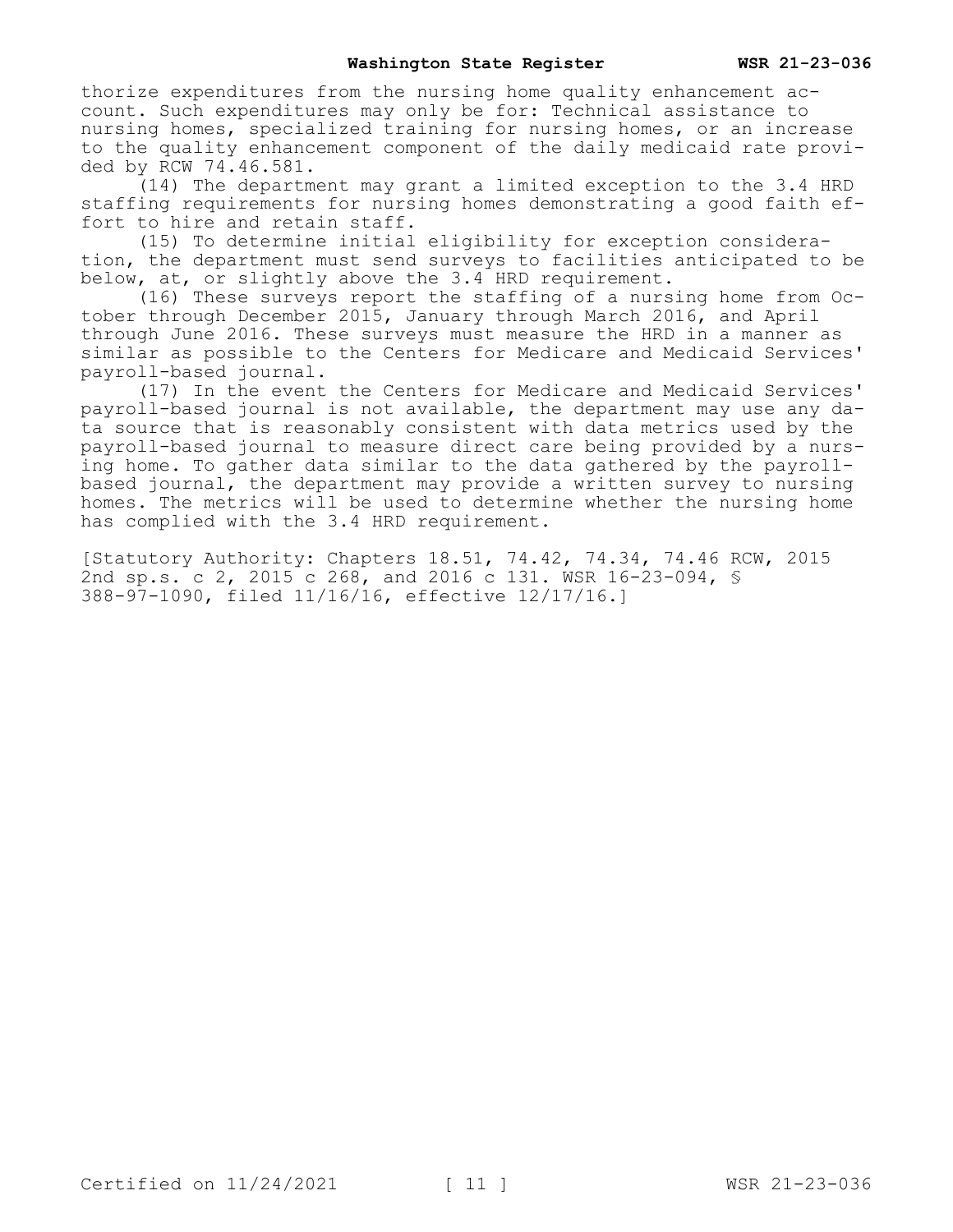thorize expenditures from the nursing home quality enhancement account. Such expenditures may only be for: Technical assistance to nursing homes, specialized training for nursing homes, or an increase to the quality enhancement component of the daily medicaid rate provided by RCW 74.46.581.

(14) The department may grant a limited exception to the 3.4 HRD staffing requirements for nursing homes demonstrating a good faith effort to hire and retain staff.

(15) To determine initial eligibility for exception consideration, the department must send surveys to facilities anticipated to be below, at, or slightly above the 3.4 HRD requirement.

(16) These surveys report the staffing of a nursing home from October through December 2015, January through March 2016, and April through June 2016. These surveys must measure the HRD in a manner as similar as possible to the Centers for Medicare and Medicaid Services' payroll-based journal.

(17) In the event the Centers for Medicare and Medicaid Services' payroll-based journal is not available, the department may use any data source that is reasonably consistent with data metrics used by the payroll-based journal to measure direct care being provided by a nursing home. To gather data similar to the data gathered by the payroll-based journal, the department may provide a written survey to nursing homes. The metrics will be used to determine whether the nursing home has complied with the 3.4 HRD requirement.

[Statutory Authority: Chapters 18.51, 74.42, 74.34, 74.46 RCW, 2015 2nd sp.s. c 2, 2015 c 268, and 2016 c 131. WSR 16-23-094, § 388-97-1090, filed 11/16/16, effective 12/17/16.]